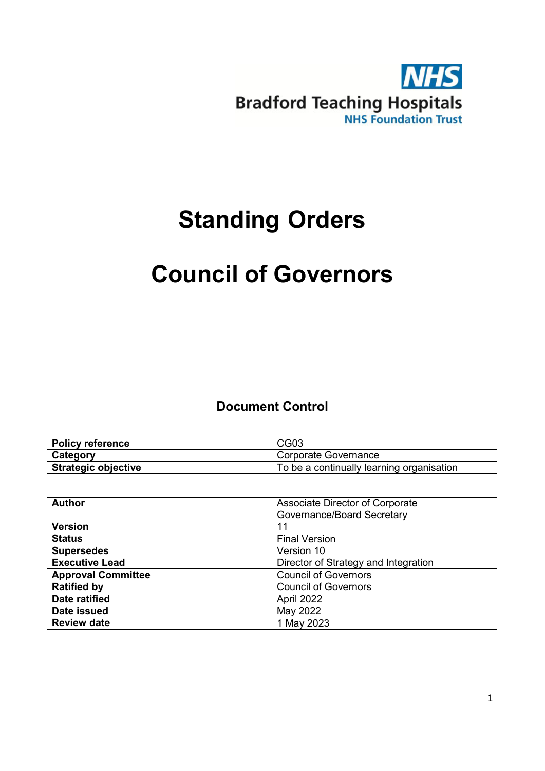NHS

Bradford Teaching Hospitals
NHS Foundation Trust

# Standing Orders

# Council of Governors

## Document Control

| **Policy reference** | CG03 |
|---|---|
| **Category** | Corporate Governance |
| **Strategic objective** | To be a continually learning organisation |

| **Author** | Associate Director of Corporate Governance/Board Secretary |
|---|---|
| **Version** | 11 |
| **Status** | Final Version |
| **Supersedes** | Version 10 |
| **Executive Lead** | Director of Strategy and Integration |
| **Approval Committee** | Council of Governors |
| **Ratified by** | Council of Governors |
| **Date ratified** | April 2022 |
| **Date issued** | May 2022 |
| **Review date** | 1 May 2023 |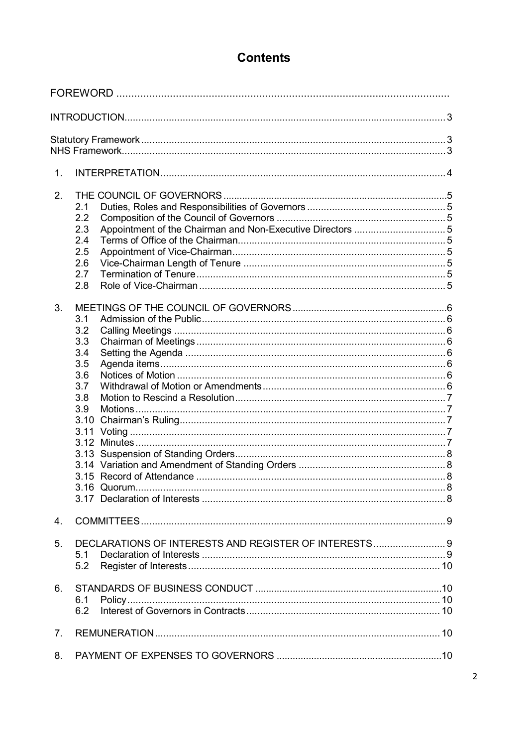# Contents

FOREWORD

INTRODUCTION ..... 3

Statutory Framework ..... 3
NHS Framework ..... 3

1. INTERPRETATION ..... 4

2. THE COUNCIL OF GOVERNORS ..... 5
   - 2.1 Duties, Roles and Responsibilities of Governors ..... 5
   - 2.2 Composition of the Council of Governors ..... 5
   - 2.3 Appointment of the Chairman and Non-Executive Directors ..... 5
   - 2.4 Terms of Office of the Chairman ..... 5
   - 2.5 Appointment of Vice-Chairman ..... 5
   - 2.6 Vice-Chairman Length of Tenure ..... 5
   - 2.7 Termination of Tenure ..... 5
   - 2.8 Role of Vice-Chairman ..... 5

3. MEETINGS OF THE COUNCIL OF GOVERNORS ..... 6
   - 3.1 Admission of the Public ..... 6
   - 3.2 Calling Meetings ..... 6
   - 3.3 Chairman of Meetings ..... 6
   - 3.4 Setting the Agenda ..... 6
   - 3.5 Agenda items ..... 6
   - 3.6 Notices of Motion ..... 6
   - 3.7 Withdrawal of Motion or Amendments ..... 6
   - 3.8 Motion to Rescind a Resolution ..... 7
   - 3.9 Motions ..... 7
   - 3.10 Chairman's Ruling ..... 7
   - 3.11 Voting ..... 7
   - 3.12 Minutes ..... 7
   - 3.13 Suspension of Standing Orders ..... 8
   - 3.14 Variation and Amendment of Standing Orders ..... 8
   - 3.15 Record of Attendance ..... 8
   - 3.16 Quorum ..... 8
   - 3.17 Declaration of Interests ..... 8

4. COMMITTEES ..... 9

5. DECLARATIONS OF INTERESTS AND REGISTER OF INTERESTS ..... 9
   - 5.1 Declaration of Interests ..... 9
   - 5.2 Register of Interests ..... 10

6. STANDARDS OF BUSINESS CONDUCT ..... 10
   - 6.1 Policy ..... 10
   - 6.2 Interest of Governors in Contracts ..... 10

7. REMUNERATION ..... 10

8. PAYMENT OF EXPENSES TO GOVERNORS ..... 10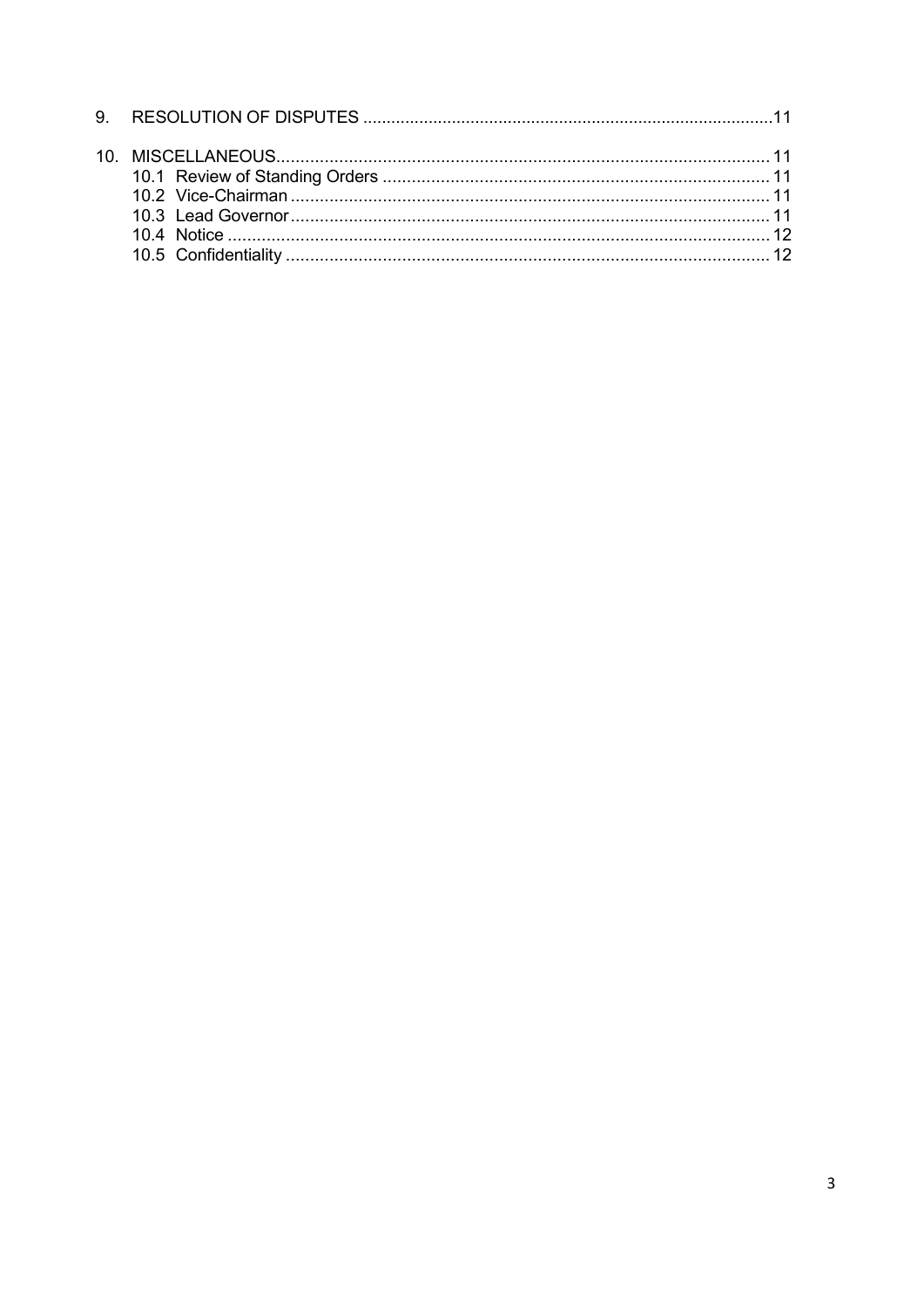9. RESOLUTION OF DISPUTES ....................................................................................11

10. MISCELLANEOUS.....................................................................................................11
    - 10.1 Review of Standing Orders ................................................................................11
    - 10.2 Vice-Chairman ...................................................................................................11
    - 10.3 Lead Governor....................................................................................................11
    - 10.4 Notice .................................................................................................................12
    - 10.5 Confidentiality .....................................................................................................12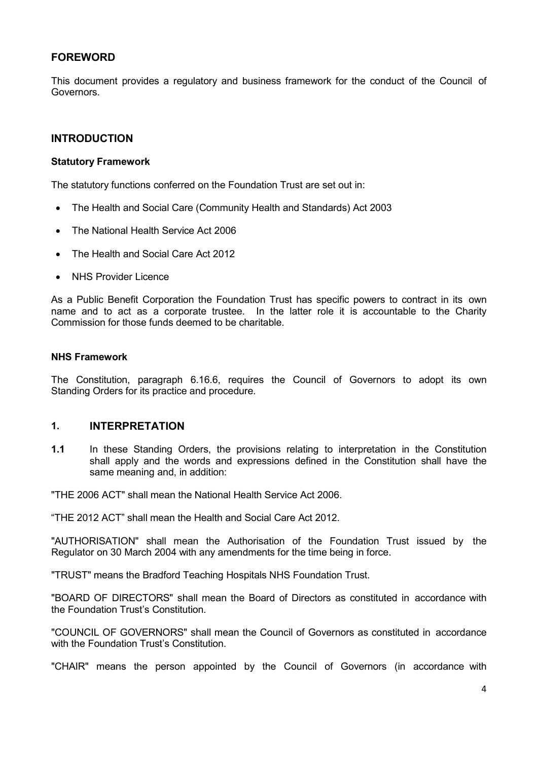## FOREWORD

This document provides a regulatory and business framework for the conduct of the Council of Governors.

## INTRODUCTION

### Statutory Framework

The statutory functions conferred on the Foundation Trust are set out in:

- The Health and Social Care (Community Health and Standards) Act 2003
- The National Health Service Act 2006
- The Health and Social Care Act 2012
- NHS Provider Licence

As a Public Benefit Corporation the Foundation Trust has specific powers to contract in its own name and to act as a corporate trustee. In the latter role it is accountable to the Charity Commission for those funds deemed to be charitable.

### NHS Framework

The Constitution, paragraph 6.16.6, requires the Council of Governors to adopt its own Standing Orders for its practice and procedure.

## 1. INTERPRETATION

**1.1** In these Standing Orders, the provisions relating to interpretation in the Constitution shall apply and the words and expressions defined in the Constitution shall have the same meaning and, in addition:

"THE 2006 ACT" shall mean the National Health Service Act 2006.

"THE 2012 ACT" shall mean the Health and Social Care Act 2012.

"AUTHORISATION" shall mean the Authorisation of the Foundation Trust issued by the Regulator on 30 March 2004 with any amendments for the time being in force.

"TRUST" means the Bradford Teaching Hospitals NHS Foundation Trust.

"BOARD OF DIRECTORS" shall mean the Board of Directors as constituted in accordance with the Foundation Trust's Constitution.

"COUNCIL OF GOVERNORS" shall mean the Council of Governors as constituted in accordance with the Foundation Trust's Constitution.

"CHAIR" means the person appointed by the Council of Governors (in accordance with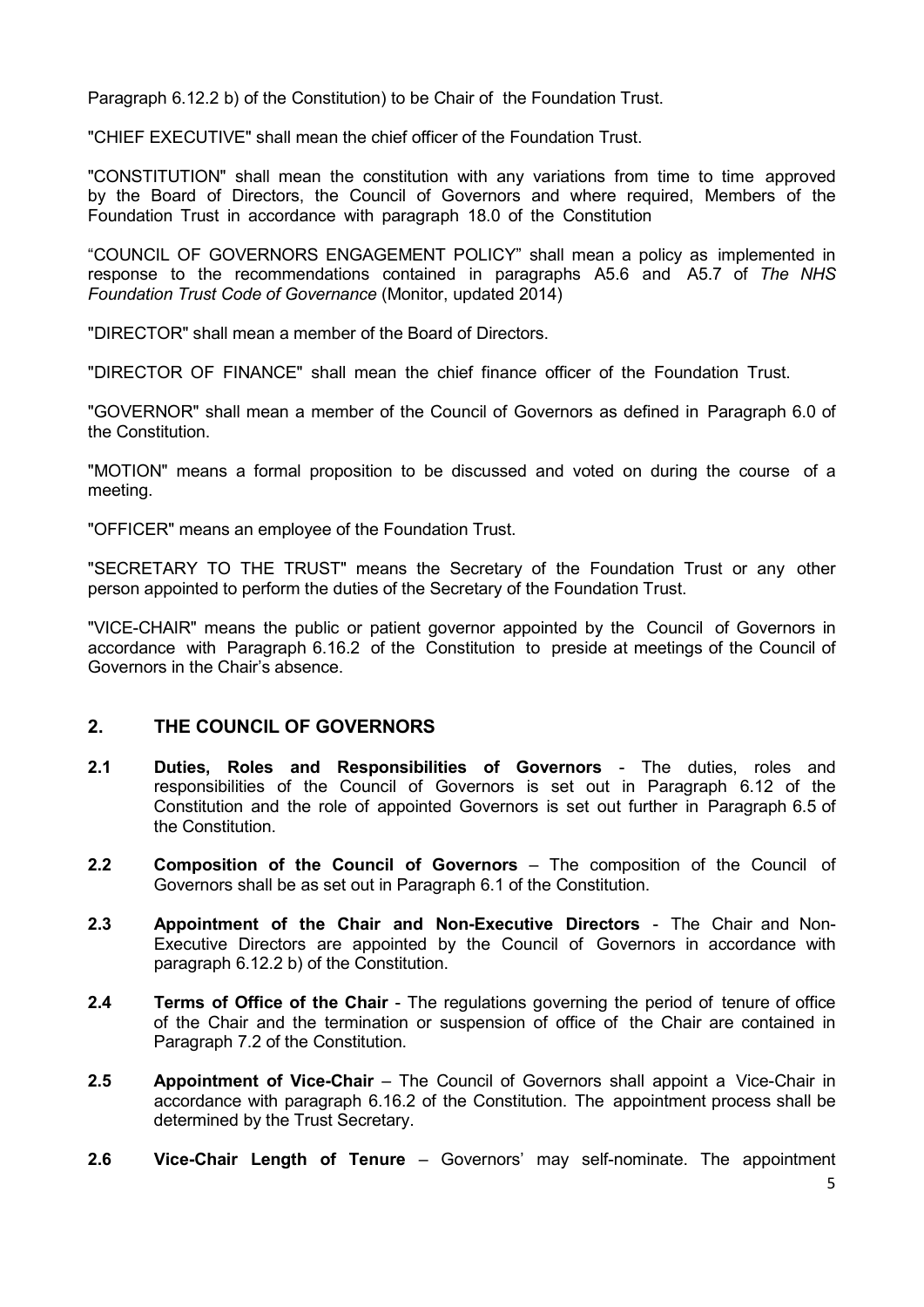Paragraph 6.12.2 b) of the Constitution) to be Chair of the Foundation Trust.

"CHIEF EXECUTIVE" shall mean the chief officer of the Foundation Trust.

"CONSTITUTION" shall mean the constitution with any variations from time to time approved by the Board of Directors, the Council of Governors and where required, Members of the Foundation Trust in accordance with paragraph 18.0 of the Constitution

"COUNCIL OF GOVERNORS ENGAGEMENT POLICY" shall mean a policy as implemented in response to the recommendations contained in paragraphs A5.6 and A5.7 of *The NHS Foundation Trust Code of Governance* (Monitor, updated 2014)

"DIRECTOR" shall mean a member of the Board of Directors.

"DIRECTOR OF FINANCE" shall mean the chief finance officer of the Foundation Trust.

"GOVERNOR" shall mean a member of the Council of Governors as defined in Paragraph 6.0 of the Constitution.

"MOTION" means a formal proposition to be discussed and voted on during the course of a meeting.

"OFFICER" means an employee of the Foundation Trust.

"SECRETARY TO THE TRUST" means the Secretary of the Foundation Trust or any other person appointed to perform the duties of the Secretary of the Foundation Trust.

"VICE-CHAIR" means the public or patient governor appointed by the Council of Governors in accordance with Paragraph 6.16.2 of the Constitution to preside at meetings of the Council of Governors in the Chair's absence.

## 2. THE COUNCIL OF GOVERNORS

**2.1 Duties, Roles and Responsibilities of Governors** - The duties, roles and responsibilities of the Council of Governors is set out in Paragraph 6.12 of the Constitution and the role of appointed Governors is set out further in Paragraph 6.5 of the Constitution.

**2.2 Composition of the Council of Governors** – The composition of the Council of Governors shall be as set out in Paragraph 6.1 of the Constitution.

**2.3 Appointment of the Chair and Non-Executive Directors** - The Chair and Non-Executive Directors are appointed by the Council of Governors in accordance with paragraph 6.12.2 b) of the Constitution.

**2.4 Terms of Office of the Chair** - The regulations governing the period of tenure of office of the Chair and the termination or suspension of office of the Chair are contained in Paragraph 7.2 of the Constitution.

**2.5 Appointment of Vice-Chair** – The Council of Governors shall appoint a Vice-Chair in accordance with paragraph 6.16.2 of the Constitution. The appointment process shall be determined by the Trust Secretary.

**2.6 Vice-Chair Length of Tenure** – Governors' may self-nominate. The appointment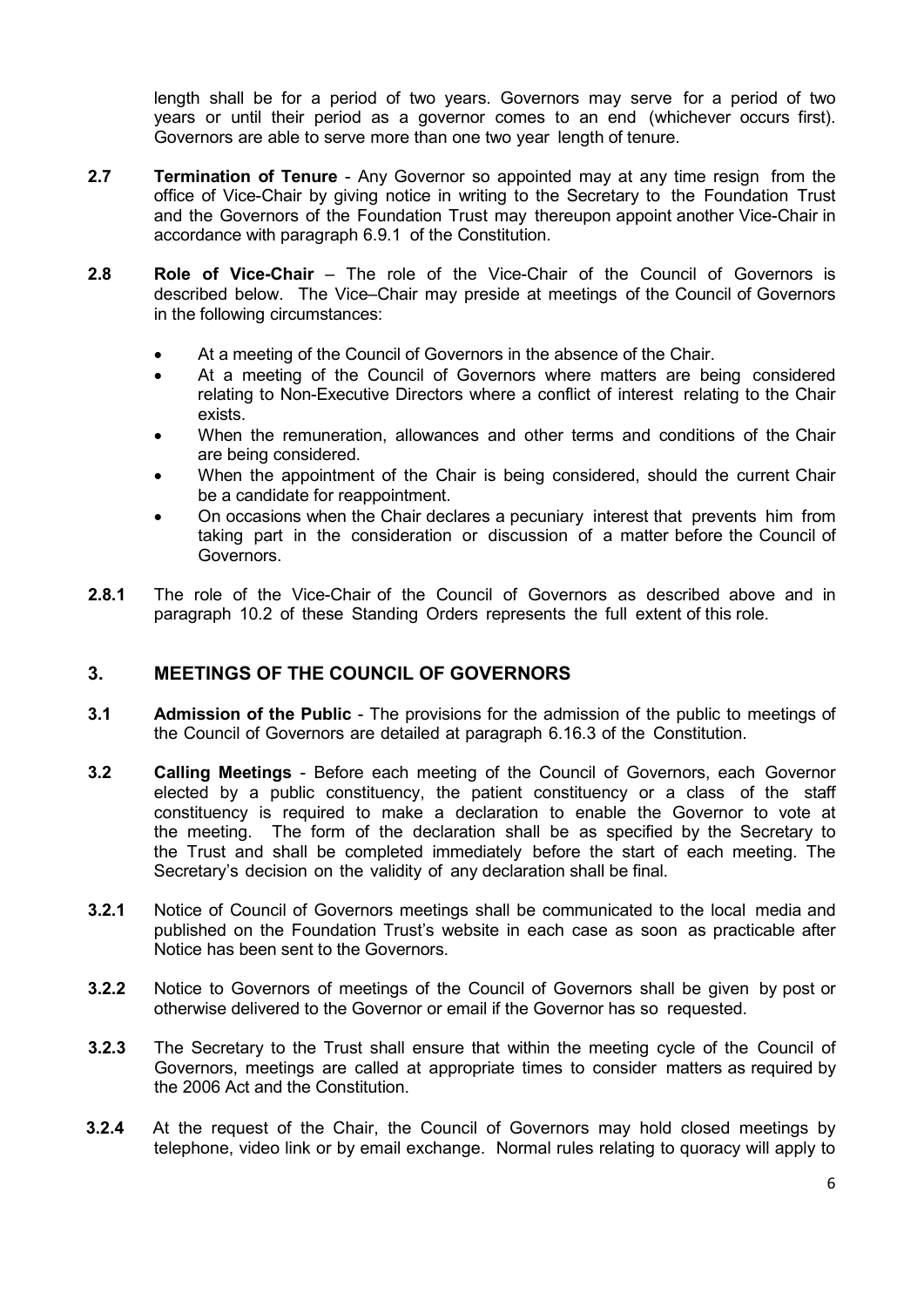length shall be for a period of two years. Governors may serve for a period of two years or until their period as a governor comes to an end (whichever occurs first). Governors are able to serve more than one two year length of tenure.

**2.7** **Termination of Tenure** - Any Governor so appointed may at any time resign from the office of Vice-Chair by giving notice in writing to the Secretary to the Foundation Trust and the Governors of the Foundation Trust may thereupon appoint another Vice-Chair in accordance with paragraph 6.9.1 of the Constitution.

**2.8** **Role of Vice-Chair** – The role of the Vice-Chair of the Council of Governors is described below. The Vice–Chair may preside at meetings of the Council of Governors in the following circumstances:

- At a meeting of the Council of Governors in the absence of the Chair.
- At a meeting of the Council of Governors where matters are being considered relating to Non-Executive Directors where a conflict of interest relating to the Chair exists.
- When the remuneration, allowances and other terms and conditions of the Chair are being considered.
- When the appointment of the Chair is being considered, should the current Chair be a candidate for reappointment.
- On occasions when the Chair declares a pecuniary interest that prevents him from taking part in the consideration or discussion of a matter before the Council of Governors.

**2.8.1** The role of the Vice-Chair of the Council of Governors as described above and in paragraph 10.2 of these Standing Orders represents the full extent of this role.

## 3. MEETINGS OF THE COUNCIL OF GOVERNORS

**3.1** **Admission of the Public** - The provisions for the admission of the public to meetings of the Council of Governors are detailed at paragraph 6.16.3 of the Constitution.

**3.2** **Calling Meetings** - Before each meeting of the Council of Governors, each Governor elected by a public constituency, the patient constituency or a class of the staff constituency is required to make a declaration to enable the Governor to vote at the meeting. The form of the declaration shall be as specified by the Secretary to the Trust and shall be completed immediately before the start of each meeting. The Secretary's decision on the validity of any declaration shall be final.

**3.2.1** Notice of Council of Governors meetings shall be communicated to the local media and published on the Foundation Trust's website in each case as soon as practicable after Notice has been sent to the Governors.

**3.2.2** Notice to Governors of meetings of the Council of Governors shall be given by post or otherwise delivered to the Governor or email if the Governor has so requested.

**3.2.3** The Secretary to the Trust shall ensure that within the meeting cycle of the Council of Governors, meetings are called at appropriate times to consider matters as required by the 2006 Act and the Constitution.

**3.2.4** At the request of the Chair, the Council of Governors may hold closed meetings by telephone, video link or by email exchange. Normal rules relating to quoracy will apply to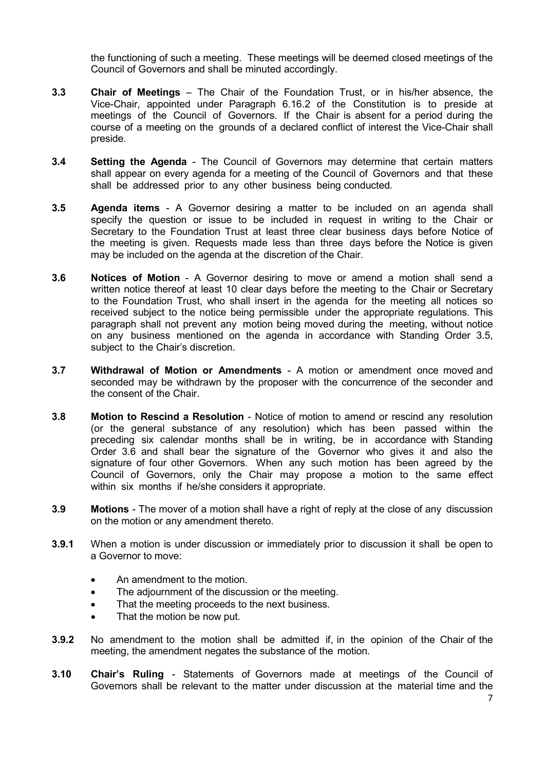the functioning of such a meeting. These meetings will be deemed closed meetings of the Council of Governors and shall be minuted accordingly.

**3.3** **Chair of Meetings** – The Chair of the Foundation Trust, or in his/her absence, the Vice-Chair, appointed under Paragraph 6.16.2 of the Constitution is to preside at meetings of the Council of Governors. If the Chair is absent for a period during the course of a meeting on the grounds of a declared conflict of interest the Vice-Chair shall preside.

**3.4** **Setting the Agenda** - The Council of Governors may determine that certain matters shall appear on every agenda for a meeting of the Council of Governors and that these shall be addressed prior to any other business being conducted.

**3.5** **Agenda items** - A Governor desiring a matter to be included on an agenda shall specify the question or issue to be included in request in writing to the Chair or Secretary to the Foundation Trust at least three clear business days before Notice of the meeting is given. Requests made less than three days before the Notice is given may be included on the agenda at the discretion of the Chair.

**3.6** **Notices of Motion** - A Governor desiring to move or amend a motion shall send a written notice thereof at least 10 clear days before the meeting to the Chair or Secretary to the Foundation Trust, who shall insert in the agenda for the meeting all notices so received subject to the notice being permissible under the appropriate regulations. This paragraph shall not prevent any motion being moved during the meeting, without notice on any business mentioned on the agenda in accordance with Standing Order 3.5, subject to the Chair's discretion.

**3.7** **Withdrawal of Motion or Amendments** - A motion or amendment once moved and seconded may be withdrawn by the proposer with the concurrence of the seconder and the consent of the Chair.

**3.8** **Motion to Rescind a Resolution** - Notice of motion to amend or rescind any resolution (or the general substance of any resolution) which has been passed within the preceding six calendar months shall be in writing, be in accordance with Standing Order 3.6 and shall bear the signature of the Governor who gives it and also the signature of four other Governors. When any such motion has been agreed by the Council of Governors, only the Chair may propose a motion to the same effect within six months if he/she considers it appropriate.

**3.9** **Motions** - The mover of a motion shall have a right of reply at the close of any discussion on the motion or any amendment thereto.

**3.9.1** When a motion is under discussion or immediately prior to discussion it shall be open to a Governor to move:

- An amendment to the motion.
- The adjournment of the discussion or the meeting.
- That the meeting proceeds to the next business.
- That the motion be now put.

**3.9.2** No amendment to the motion shall be admitted if, in the opinion of the Chair of the meeting, the amendment negates the substance of the motion.

**3.10** **Chair's Ruling** - Statements of Governors made at meetings of the Council of Governors shall be relevant to the matter under discussion at the material time and the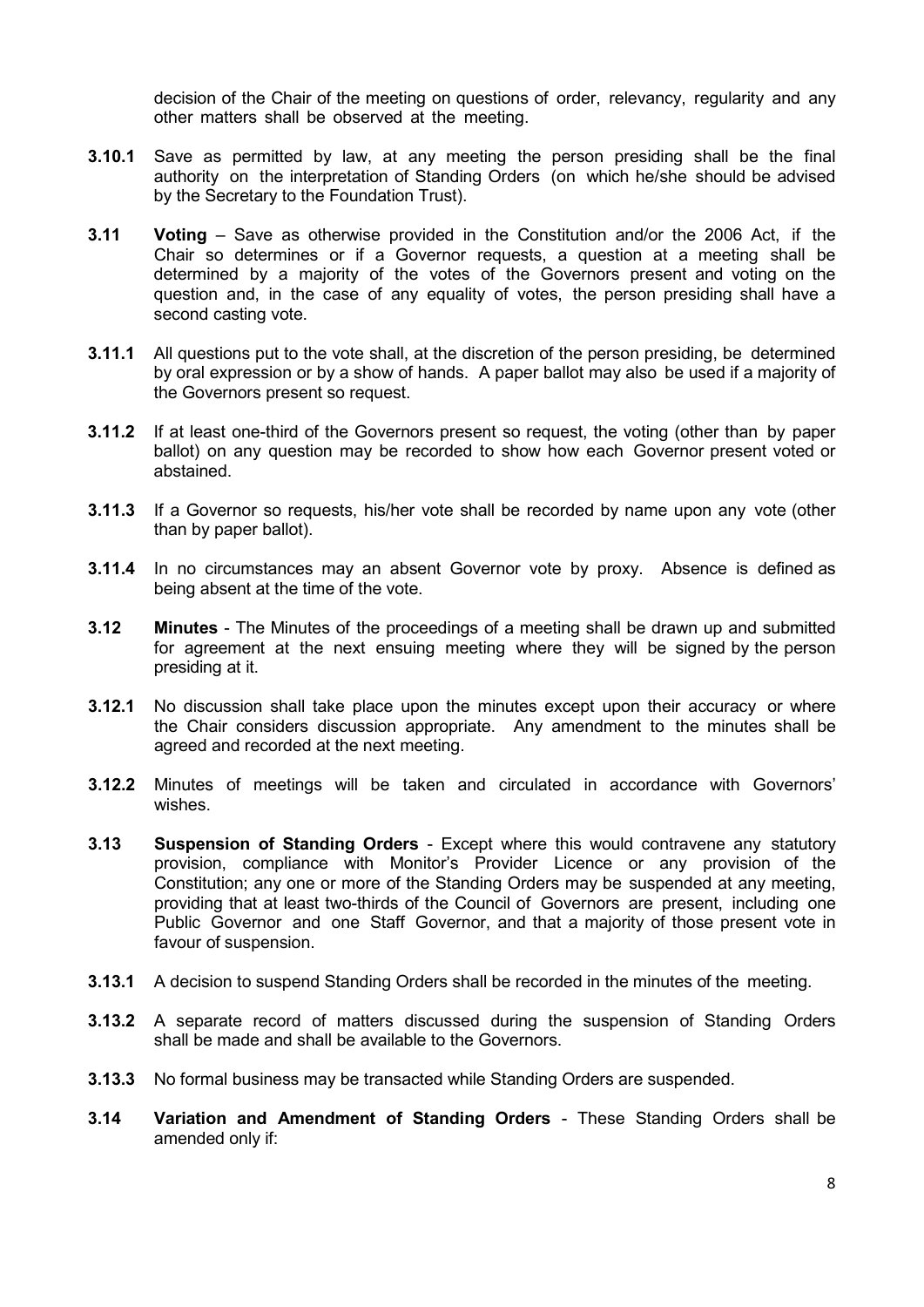decision of the Chair of the meeting on questions of order, relevancy, regularity and any other matters shall be observed at the meeting.

**3.10.1** Save as permitted by law, at any meeting the person presiding shall be the final authority on the interpretation of Standing Orders (on which he/she should be advised by the Secretary to the Foundation Trust).

**3.11** **Voting** – Save as otherwise provided in the Constitution and/or the 2006 Act, if the Chair so determines or if a Governor requests, a question at a meeting shall be determined by a majority of the votes of the Governors present and voting on the question and, in the case of any equality of votes, the person presiding shall have a second casting vote.

**3.11.1** All questions put to the vote shall, at the discretion of the person presiding, be determined by oral expression or by a show of hands. A paper ballot may also be used if a majority of the Governors present so request.

**3.11.2** If at least one-third of the Governors present so request, the voting (other than by paper ballot) on any question may be recorded to show how each Governor present voted or abstained.

**3.11.3** If a Governor so requests, his/her vote shall be recorded by name upon any vote (other than by paper ballot).

**3.11.4** In no circumstances may an absent Governor vote by proxy. Absence is defined as being absent at the time of the vote.

**3.12** **Minutes** - The Minutes of the proceedings of a meeting shall be drawn up and submitted for agreement at the next ensuing meeting where they will be signed by the person presiding at it.

**3.12.1** No discussion shall take place upon the minutes except upon their accuracy or where the Chair considers discussion appropriate. Any amendment to the minutes shall be agreed and recorded at the next meeting.

**3.12.2** Minutes of meetings will be taken and circulated in accordance with Governors' wishes.

**3.13** **Suspension of Standing Orders** - Except where this would contravene any statutory provision, compliance with Monitor's Provider Licence or any provision of the Constitution; any one or more of the Standing Orders may be suspended at any meeting, providing that at least two-thirds of the Council of Governors are present, including one Public Governor and one Staff Governor, and that a majority of those present vote in favour of suspension.

**3.13.1** A decision to suspend Standing Orders shall be recorded in the minutes of the meeting.

**3.13.2** A separate record of matters discussed during the suspension of Standing Orders shall be made and shall be available to the Governors.

**3.13.3** No formal business may be transacted while Standing Orders are suspended.

**3.14** **Variation and Amendment of Standing Orders** - These Standing Orders shall be amended only if: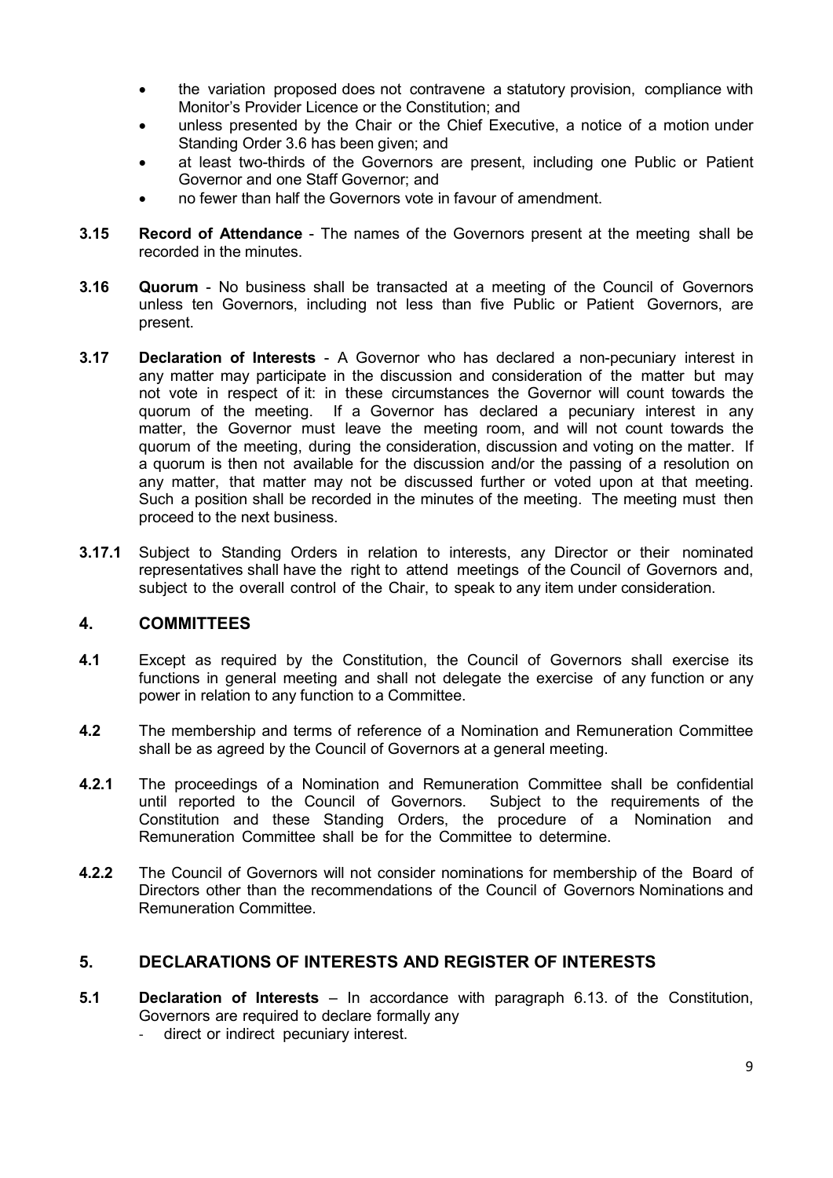- the variation proposed does not contravene a statutory provision, compliance with Monitor's Provider Licence or the Constitution; and
- unless presented by the Chair or the Chief Executive, a notice of a motion under Standing Order 3.6 has been given; and
- at least two-thirds of the Governors are present, including one Public or Patient Governor and one Staff Governor; and
- no fewer than half the Governors vote in favour of amendment.

**3.15** **Record of Attendance** - The names of the Governors present at the meeting shall be recorded in the minutes.

**3.16** **Quorum** - No business shall be transacted at a meeting of the Council of Governors unless ten Governors, including not less than five Public or Patient Governors, are present.

**3.17** **Declaration of Interests** - A Governor who has declared a non-pecuniary interest in any matter may participate in the discussion and consideration of the matter but may not vote in respect of it: in these circumstances the Governor will count towards the quorum of the meeting. If a Governor has declared a pecuniary interest in any matter, the Governor must leave the meeting room, and will not count towards the quorum of the meeting, during the consideration, discussion and voting on the matter. If a quorum is then not available for the discussion and/or the passing of a resolution on any matter, that matter may not be discussed further or voted upon at that meeting. Such a position shall be recorded in the minutes of the meeting. The meeting must then proceed to the next business.

**3.17.1** Subject to Standing Orders in relation to interests, any Director or their nominated representatives shall have the right to attend meetings of the Council of Governors and, subject to the overall control of the Chair, to speak to any item under consideration.

## 4. COMMITTEES

**4.1** Except as required by the Constitution, the Council of Governors shall exercise its functions in general meeting and shall not delegate the exercise of any function or any power in relation to any function to a Committee.

**4.2** The membership and terms of reference of a Nomination and Remuneration Committee shall be as agreed by the Council of Governors at a general meeting.

**4.2.1** The proceedings of a Nomination and Remuneration Committee shall be confidential until reported to the Council of Governors. Subject to the requirements of the Constitution and these Standing Orders, the procedure of a Nomination and Remuneration Committee shall be for the Committee to determine.

**4.2.2** The Council of Governors will not consider nominations for membership of the Board of Directors other than the recommendations of the Council of Governors Nominations and Remuneration Committee.

## 5. DECLARATIONS OF INTERESTS AND REGISTER OF INTERESTS

**5.1** **Declaration of Interests** – In accordance with paragraph 6.13. of the Constitution, Governors are required to declare formally any

- direct or indirect pecuniary interest.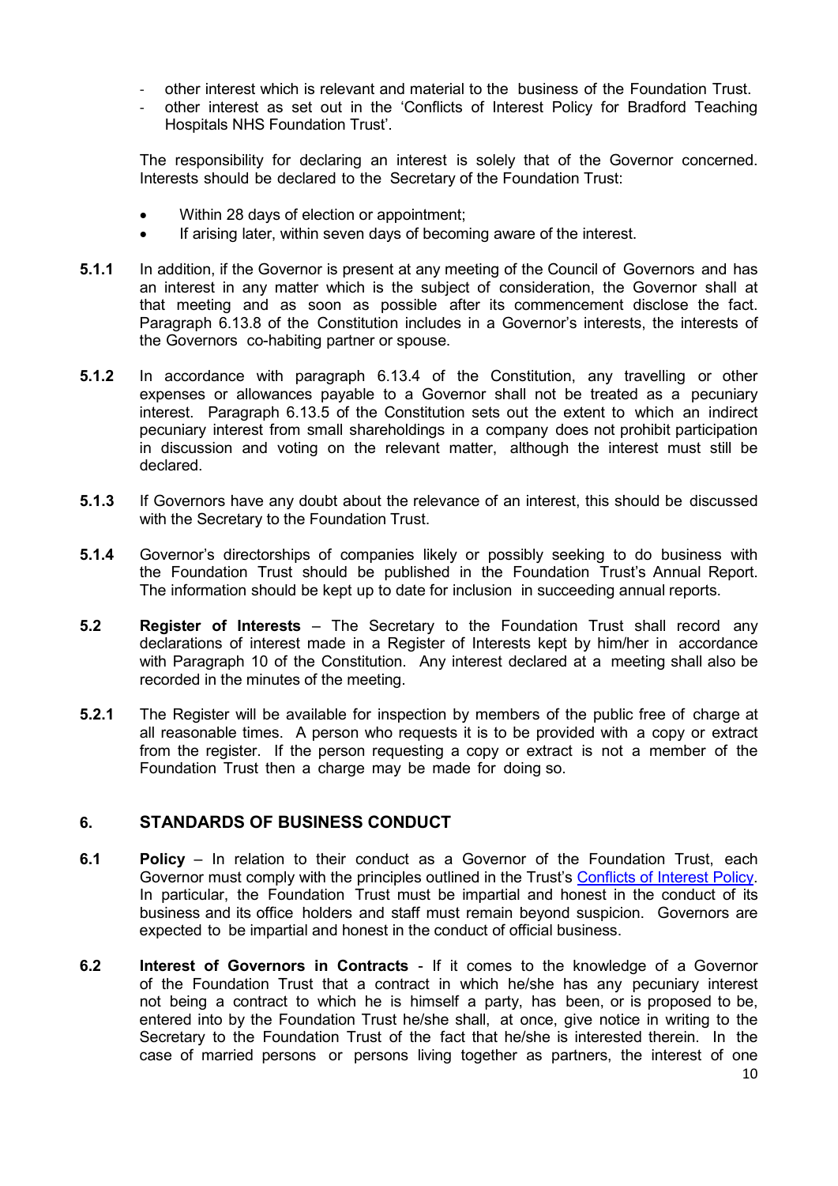- other interest which is relevant and material to the business of the Foundation Trust.
- other interest as set out in the 'Conflicts of Interest Policy for Bradford Teaching Hospitals NHS Foundation Trust'.

The responsibility for declaring an interest is solely that of the Governor concerned. Interests should be declared to the Secretary of the Foundation Trust:

- Within 28 days of election or appointment;
- If arising later, within seven days of becoming aware of the interest.

**5.1.1** In addition, if the Governor is present at any meeting of the Council of Governors and has an interest in any matter which is the subject of consideration, the Governor shall at that meeting and as soon as possible after its commencement disclose the fact. Paragraph 6.13.8 of the Constitution includes in a Governor's interests, the interests of the Governors co-habiting partner or spouse.

**5.1.2** In accordance with paragraph 6.13.4 of the Constitution, any travelling or other expenses or allowances payable to a Governor shall not be treated as a pecuniary interest. Paragraph 6.13.5 of the Constitution sets out the extent to which an indirect pecuniary interest from small shareholdings in a company does not prohibit participation in discussion and voting on the relevant matter, although the interest must still be declared.

**5.1.3** If Governors have any doubt about the relevance of an interest, this should be discussed with the Secretary to the Foundation Trust.

**5.1.4** Governor's directorships of companies likely or possibly seeking to do business with the Foundation Trust should be published in the Foundation Trust's Annual Report. The information should be kept up to date for inclusion in succeeding annual reports.

**5.2** **Register of Interests** – The Secretary to the Foundation Trust shall record any declarations of interest made in a Register of Interests kept by him/her in accordance with Paragraph 10 of the Constitution. Any interest declared at a meeting shall also be recorded in the minutes of the meeting.

**5.2.1** The Register will be available for inspection by members of the public free of charge at all reasonable times. A person who requests it is to be provided with a copy or extract from the register. If the person requesting a copy or extract is not a member of the Foundation Trust then a charge may be made for doing so.

## 6. STANDARDS OF BUSINESS CONDUCT

**6.1** **Policy** – In relation to their conduct as a Governor of the Foundation Trust, each Governor must comply with the principles outlined in the Trust's Conflicts of Interest Policy. In particular, the Foundation Trust must be impartial and honest in the conduct of its business and its office holders and staff must remain beyond suspicion. Governors are expected to be impartial and honest in the conduct of official business.

**6.2** **Interest of Governors in Contracts** - If it comes to the knowledge of a Governor of the Foundation Trust that a contract in which he/she has any pecuniary interest not being a contract to which he is himself a party, has been, or is proposed to be, entered into by the Foundation Trust he/she shall, at once, give notice in writing to the Secretary to the Foundation Trust of the fact that he/she is interested therein. In the case of married persons or persons living together as partners, the interest of one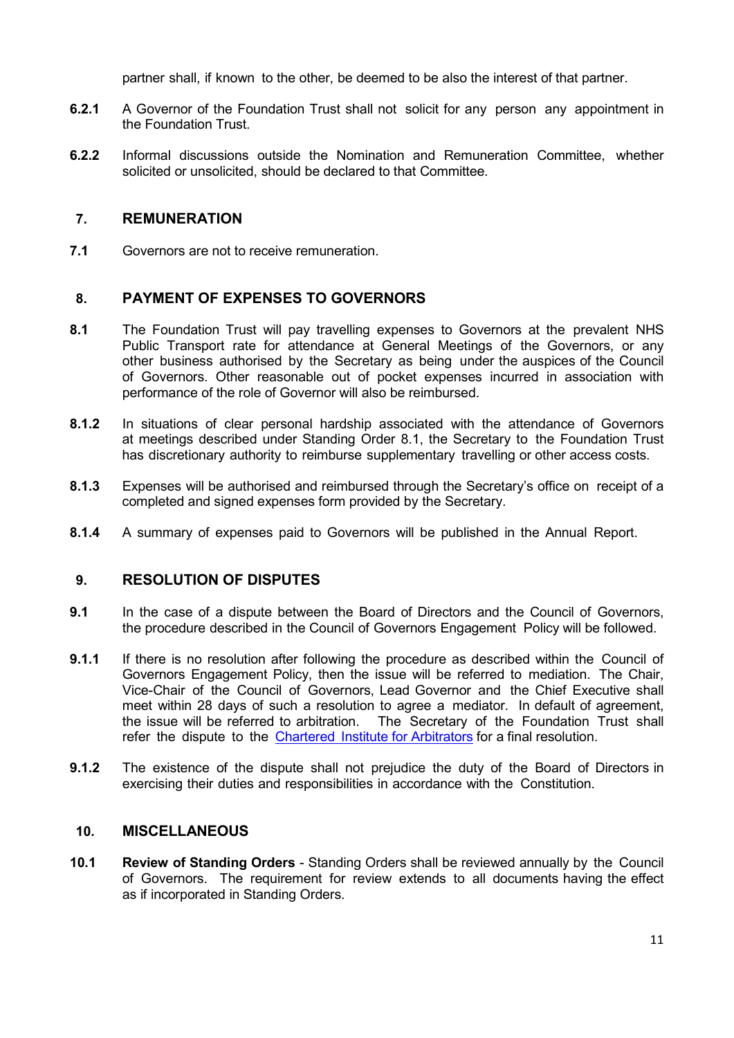partner shall, if known to the other, be deemed to be also the interest of that partner.

**6.2.1** A Governor of the Foundation Trust shall not solicit for any person any appointment in the Foundation Trust.

**6.2.2** Informal discussions outside the Nomination and Remuneration Committee, whether solicited or unsolicited, should be declared to that Committee.

## 7. REMUNERATION

**7.1** Governors are not to receive remuneration.

## 8. PAYMENT OF EXPENSES TO GOVERNORS

**8.1** The Foundation Trust will pay travelling expenses to Governors at the prevalent NHS Public Transport rate for attendance at General Meetings of the Governors, or any other business authorised by the Secretary as being under the auspices of the Council of Governors. Other reasonable out of pocket expenses incurred in association with performance of the role of Governor will also be reimbursed.

**8.1.2** In situations of clear personal hardship associated with the attendance of Governors at meetings described under Standing Order 8.1, the Secretary to the Foundation Trust has discretionary authority to reimburse supplementary travelling or other access costs.

**8.1.3** Expenses will be authorised and reimbursed through the Secretary's office on receipt of a completed and signed expenses form provided by the Secretary.

**8.1.4** A summary of expenses paid to Governors will be published in the Annual Report.

## 9. RESOLUTION OF DISPUTES

**9.1** In the case of a dispute between the Board of Directors and the Council of Governors, the procedure described in the Council of Governors Engagement Policy will be followed.

**9.1.1** If there is no resolution after following the procedure as described within the Council of Governors Engagement Policy, then the issue will be referred to mediation. The Chair, Vice-Chair of the Council of Governors, Lead Governor and the Chief Executive shall meet within 28 days of such a resolution to agree a mediator. In default of agreement, the issue will be referred to arbitration. The Secretary of the Foundation Trust shall refer the dispute to the Chartered Institute for Arbitrators for a final resolution.

**9.1.2** The existence of the dispute shall not prejudice the duty of the Board of Directors in exercising their duties and responsibilities in accordance with the Constitution.

## 10. MISCELLANEOUS

**10.1** **Review of Standing Orders** - Standing Orders shall be reviewed annually by the Council of Governors. The requirement for review extends to all documents having the effect as if incorporated in Standing Orders.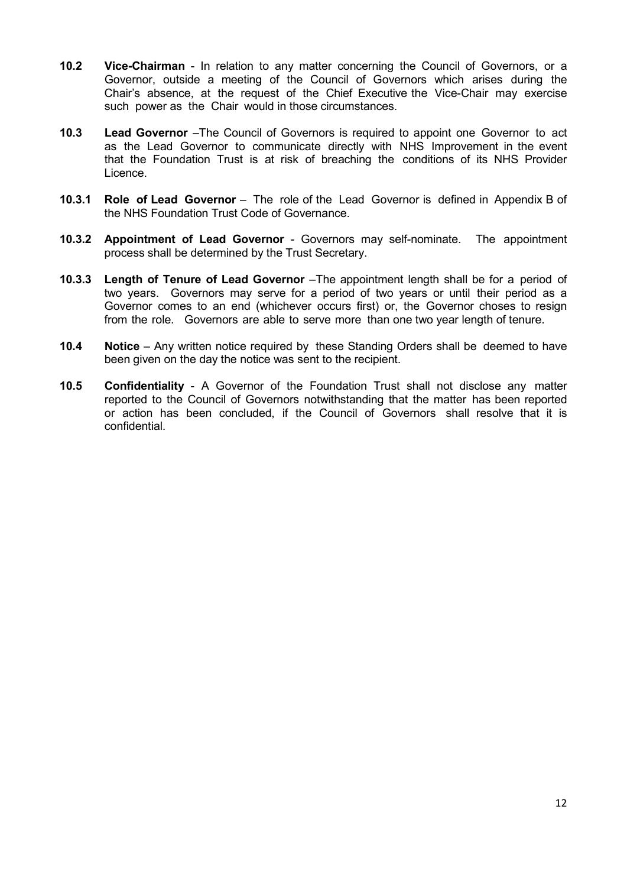**10.2 Vice-Chairman** - In relation to any matter concerning the Council of Governors, or a Governor, outside a meeting of the Council of Governors which arises during the Chair's absence, at the request of the Chief Executive the Vice-Chair may exercise such power as the Chair would in those circumstances.

**10.3 Lead Governor** –The Council of Governors is required to appoint one Governor to act as the Lead Governor to communicate directly with NHS Improvement in the event that the Foundation Trust is at risk of breaching the conditions of its NHS Provider Licence.

**10.3.1 Role of Lead Governor** – The role of the Lead Governor is defined in Appendix B of the NHS Foundation Trust Code of Governance.

**10.3.2 Appointment of Lead Governor** - Governors may self-nominate. The appointment process shall be determined by the Trust Secretary.

**10.3.3 Length of Tenure of Lead Governor** –The appointment length shall be for a period of two years. Governors may serve for a period of two years or until their period as a Governor comes to an end (whichever occurs first) or, the Governor choses to resign from the role. Governors are able to serve more than one two year length of tenure.

**10.4 Notice** – Any written notice required by these Standing Orders shall be deemed to have been given on the day the notice was sent to the recipient.

**10.5 Confidentiality** - A Governor of the Foundation Trust shall not disclose any matter reported to the Council of Governors notwithstanding that the matter has been reported or action has been concluded, if the Council of Governors shall resolve that it is confidential.